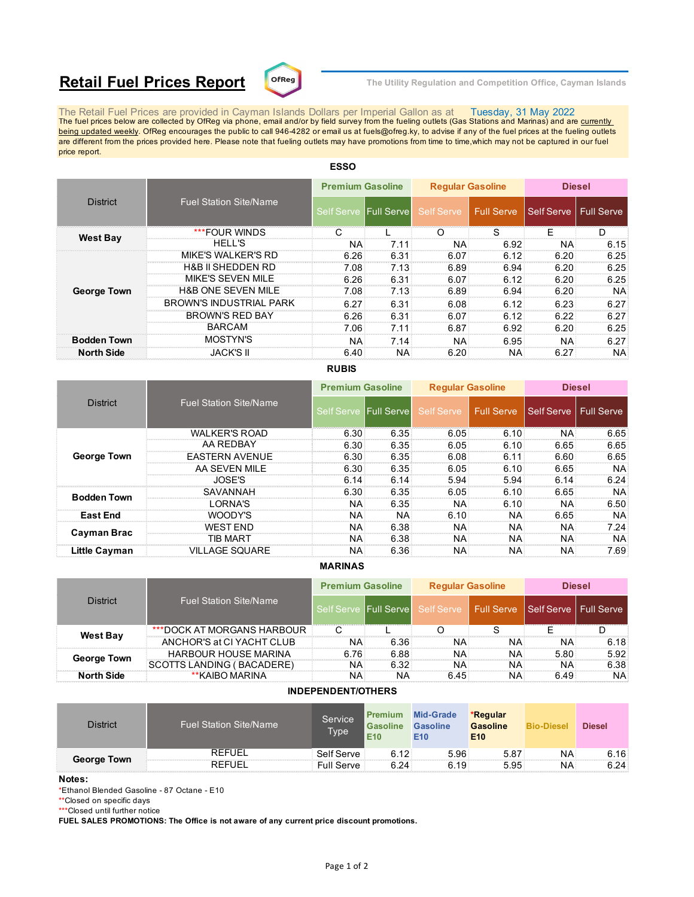# Retail Fuel Prices Report

The Utility Regulation and Competition Office, Cayman Islands

The Retail Fuel Prices are provided in Cayman Islands Dollars per Imperial Gallon as at Tuesday, 31 May 2022

The fuel prices below are collected by OfReg via phone, email and/or by field survey from the fueling outlets (Gas Stations and Marinas) and are currently being updated weekly. OfReg encourages the public to call 946-4282 or email us at fuels@ofreg.ky, to advise if any of the fuel prices at the fueling outlets are different from the prices provided here. Please note that fueling outlets may have promotions from time to time, which may not be captured in our fuel price report.

## ESSO

| District | Fuel Station Site/Name | Premium Gasoline | | Regular Gasoline | | Diesel | |
|---|---|---|---|---|---|---|---|
| | | Self Serve | Full Serve | Self Serve | Full Serve | Self Serve | Full Serve |
| West Bay | ***FOUR WINDS | C | L | O | S | E | D |
| | HELL'S | NA | 7.11 | NA | 6.92 | NA | 6.15 |
| George Town | MIKE'S WALKER'S RD | 6.26 | 6.31 | 6.07 | 6.12 | 6.20 | 6.25 |
| | H&B II SHEDDEN RD | 7.08 | 7.13 | 6.89 | 6.94 | 6.20 | 6.25 |
| | MIKE'S SEVEN MILE | 6.26 | 6.31 | 6.07 | 6.12 | 6.20 | 6.25 |
| | H&B ONE SEVEN MILE | 7.08 | 7.13 | 6.89 | 6.94 | 6.20 | NA |
| | BROWN'S INDUSTRIAL PARK | 6.27 | 6.31 | 6.08 | 6.12 | 6.23 | 6.27 |
| | BROWN'S RED BAY | 6.26 | 6.31 | 6.07 | 6.12 | 6.22 | 6.27 |
| | BARCAM | 7.06 | 7.11 | 6.87 | 6.92 | 6.20 | 6.25 |
| Bodden Town | MOSTYN'S | NA | 7.14 | NA | 6.95 | NA | 6.27 |
| North Side | JACK'S II | 6.40 | NA | 6.20 | NA | 6.27 | NA |

## RUBIS

| District | Fuel Station Site/Name | Premium Gasoline | | Regular Gasoline | | Diesel | |
|---|---|---|---|---|---|---|---|
| | | Self Serve | Full Serve | Self Serve | Full Serve | Self Serve | Full Serve |
| George Town | WALKER'S ROAD | 6.30 | 6.35 | 6.05 | 6.10 | NA | 6.65 |
| | AA REDBAY | 6.30 | 6.35 | 6.05 | 6.10 | 6.65 | 6.65 |
| | EASTERN AVENUE | 6.30 | 6.35 | 6.08 | 6.11 | 6.60 | 6.65 |
| | AA SEVEN MILE | 6.30 | 6.35 | 6.05 | 6.10 | 6.65 | NA |
| | JOSE'S | 6.14 | 6.14 | 5.94 | 5.94 | 6.14 | 6.24 |
| Bodden Town | SAVANNAH | 6.30 | 6.35 | 6.05 | 6.10 | 6.65 | NA |
| | LORNA'S | NA | 6.35 | NA | 6.10 | NA | 6.50 |
| East End | WOODY'S | NA | NA | 6.10 | NA | 6.65 | NA |
| Cayman Brac | WEST END | NA | 6.38 | NA | NA | NA | 7.24 |
| | TIB MART | NA | 6.38 | NA | NA | NA | NA |
| Little Cayman | VILLAGE SQUARE | NA | 6.36 | NA | NA | NA | 7.69 |

## MARINAS

| District | Fuel Station Site/Name | Premium Gasoline | | Regular Gasoline | | Diesel | |
|---|---|---|---|---|---|---|---|
| | | Self Serve | Full Serve | Self Serve | Full Serve | Self Serve | Full Serve |
| West Bay | ***DOCK AT MORGANS HARBOUR | C | L | O | S | E | D |
| | ANCHOR'S at CI YACHT CLUB | NA | 6.36 | NA | NA | NA | 6.18 |
| George Town | HARBOUR HOUSE MARINA | 6.76 | 6.88 | NA | NA | 5.80 | 5.92 |
| | SCOTTS LANDING ( BACADERE) | NA | 6.32 | NA | NA | NA | 6.38 |
| North Side | **KAIBO MARINA | NA | NA | 6.45 | NA | 6.49 | NA |

## INDEPENDENT/OTHERS

| District | Fuel Station Site/Name | Service Type | Premium Gasoline E10 | Mid-Grade Gasoline E10 | *Regular Gasoline E10 | Bio-Diesel | Diesel |
|---|---|---|---|---|---|---|---|
| George Town | REFUEL | Self Serve | 6.12 | 5.96 | 5.87 | NA | 6.16 |
| | REFUEL | Full Serve | 6.24 | 6.19 | 5.95 | NA | 6.24 |

**Notes:**

*Ethanol Blended Gasoline - 87 Octane - E10

**Closed on specific days

***Closed until further notice

**FUEL SALES PROMOTIONS: The Office is not aware of any current price discount promotions.**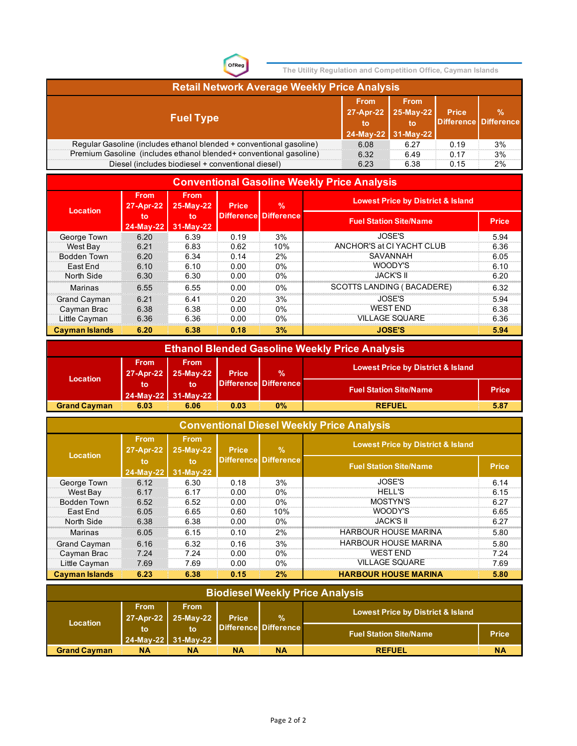The Utility Regulation and Competition Office, Cayman Islands

## Retail Network Average Weekly Price Analysis

| Fuel Type | From 27-Apr-22 to 24-May-22 | From 25-May-22 to 31-May-22 | Price Difference | % Difference |
|---|---|---|---|---|
| Regular Gasoline (includes ethanol blended + conventional gasoline) | 6.08 | 6.27 | 0.19 | 3% |
| Premium Gasoline (includes ethanol blended+ conventional gasoline) | 6.32 | 6.49 | 0.17 | 3% |
| Diesel (includes biodiesel + conventional diesel) | 6.23 | 6.38 | 0.15 | 2% |

## Conventional Gasoline Weekly Price Analysis

| Location | From 27-Apr-22 to 24-May-22 | From 25-May-22 to 31-May-22 | Price Difference | % Difference | Lowest Price by District & Island | |
|---|---|---|---|---|---|---|
| | | | | | Fuel Station Site/Name | Price |
| George Town | 6.20 | 6.39 | 0.19 | 3% | JOSE'S | 5.94 |
| West Bay | 6.21 | 6.83 | 0.62 | 10% | ANCHOR'S at CI YACHT CLUB | 6.36 |
| Bodden Town | 6.20 | 6.34 | 0.14 | 2% | SAVANNAH | 6.05 |
| East End | 6.10 | 6.10 | 0.00 | 0% | WOODY'S | 6.10 |
| North Side | 6.30 | 6.30 | 0.00 | 0% | JACK'S II | 6.20 |
| Marinas | 6.55 | 6.55 | 0.00 | 0% | SCOTTS LANDING ( BACADERE) | 6.32 |
| Grand Cayman | 6.21 | 6.41 | 0.20 | 3% | JOSE'S | 5.94 |
| Cayman Brac | 6.38 | 6.38 | 0.00 | 0% | WEST END | 6.38 |
| Little Cayman | 6.36 | 6.36 | 0.00 | 0% | VILLAGE SQUARE | 6.36 |
| **Cayman Islands** | **6.20** | **6.38** | **0.18** | **3%** | **JOSE'S** | **5.94** |

## Ethanol Blended Gasoline Weekly Price Analysis

| Location | From 27-Apr-22 to 24-May-22 | From 25-May-22 to 31-May-22 | Price Difference | % Difference | Lowest Price by District & Island | |
|---|---|---|---|---|---|---|
| | | | | | Fuel Station Site/Name | Price |
| **Grand Cayman** | **6.03** | **6.06** | **0.03** | **0%** | **REFUEL** | **5.87** |

## Conventional Diesel Weekly Price Analysis

| Location | From 27-Apr-22 to 24-May-22 | From 25-May-22 to 31-May-22 | Price Difference | % Difference | Lowest Price by District & Island | |
|---|---|---|---|---|---|---|
| | | | | | Fuel Station Site/Name | Price |
| George Town | 6.12 | 6.30 | 0.18 | 3% | JOSE'S | 6.14 |
| West Bay | 6.17 | 6.17 | 0.00 | 0% | HELL'S | 6.15 |
| Bodden Town | 6.52 | 6.52 | 0.00 | 0% | MOSTYN'S | 6.27 |
| East End | 6.05 | 6.65 | 0.60 | 10% | WOODY'S | 6.65 |
| North Side | 6.38 | 6.38 | 0.00 | 0% | JACK'S II | 6.27 |
| Marinas | 6.05 | 6.15 | 0.10 | 2% | HARBOUR HOUSE MARINA | 5.80 |
| Grand Cayman | 6.16 | 6.32 | 0.16 | 3% | HARBOUR HOUSE MARINA | 5.80 |
| Cayman Brac | 7.24 | 7.24 | 0.00 | 0% | WEST END | 7.24 |
| Little Cayman | 7.69 | 7.69 | 0.00 | 0% | VILLAGE SQUARE | 7.69 |
| **Cayman Islands** | **6.23** | **6.38** | **0.15** | **2%** | **HARBOUR HOUSE MARINA** | **5.80** |

## Biodiesel Weekly Price Analysis

| Location | From 27-Apr-22 to 24-May-22 | From 25-May-22 to 31-May-22 | Price Difference | % Difference | Lowest Price by District & Island | |
|---|---|---|---|---|---|---|
| | | | | | Fuel Station Site/Name | Price |
| **Grand Cayman** | **NA** | **NA** | **NA** | **NA** | **REFUEL** | **NA** |